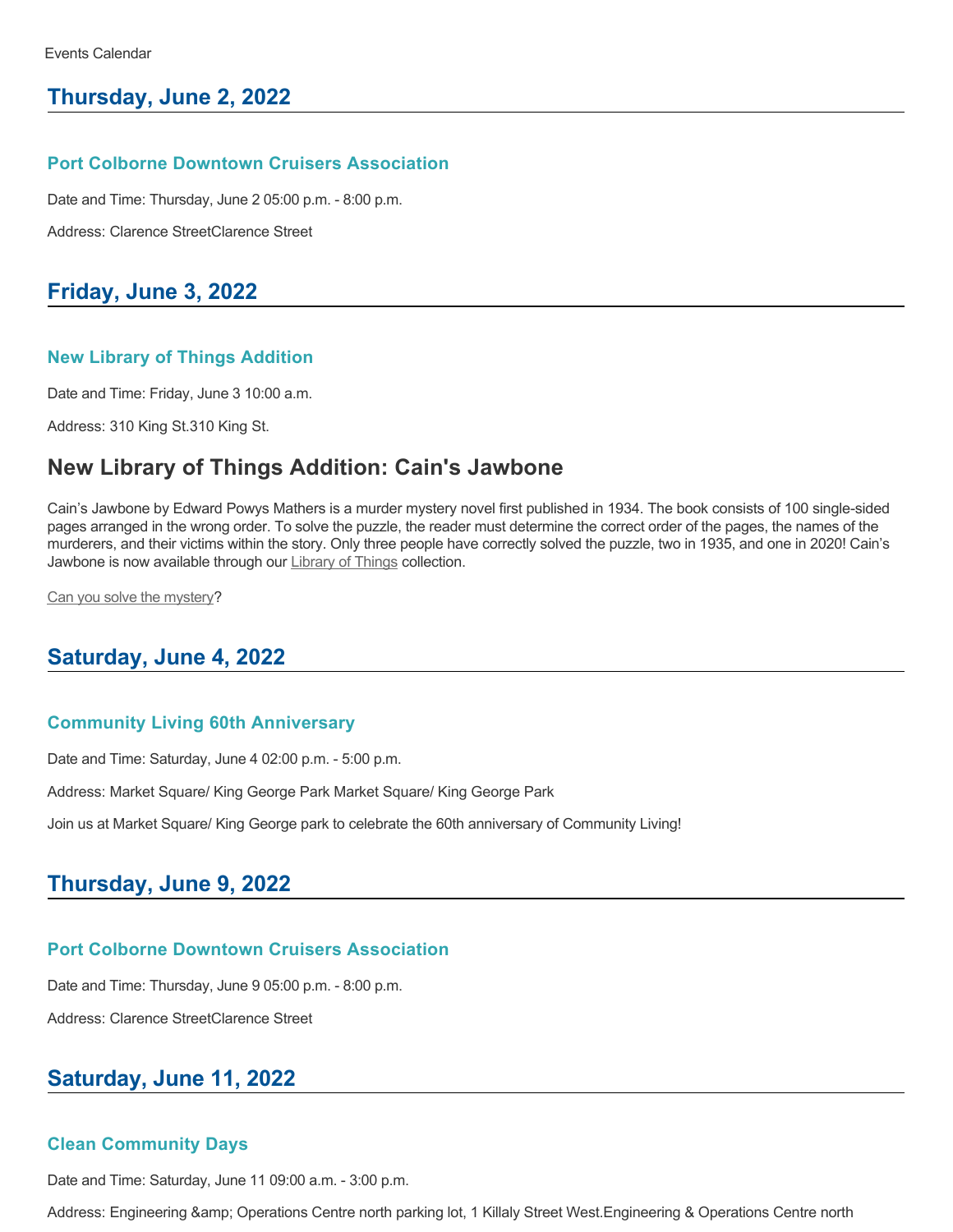Events Calendar

## Thursday, June 2, 2022

### Port Colborne Downtown Cruisers Association

Date and Time: Thursday, June 2 05:00 p.m. - 8:00 p.m.

Address: Clarence StreetClarence Street

## Friday, June 3, 2022

### New Library of Things Addition

Date and Time: Friday, June 3 10:00 a.m.

Address: 310 King St.310 King St.

## New Library of Things Addition: Cain's Jawbone

Cain's Jawbone by Edward Powys Mathers is a murder mystery novel first published in 1934. The book consists of 100 single-sided pages arranged in the wrong order. To solve the puzzle, the reader must determine the correct order of the pages, the names of the murderers, and their victims within the story. Only three people have correctly solved the puzzle, two in 1935, and one in 2020! Cain's Jawbone is now available through our Library of Things collection.

Can you solve the mystery?

## Saturday, June 4, 2022

### Community Living 60th Anniversary

Date and Time: Saturday, June 4 02:00 p.m. - 5:00 p.m.

Address: Market Square/ King George Park Market Square/ King George Park

Join us at Market Square/ King George park to celebrate the 60th anniversary of Community Living!

## Thursday, June 9, 2022

### Port Colborne Downtown Cruisers Association

Date and Time: Thursday, June 9 05:00 p.m. - 8:00 p.m.

Address: Clarence StreetClarence Street

## Saturday, June 11, 2022

### Clean Community Days

Date and Time: Saturday, June 11 09:00 a.m. - 3:00 p.m.

Address: Engineering &amp; Operations Centre north parking lot, 1 Killaly Street West.Engineering & Operations Centre north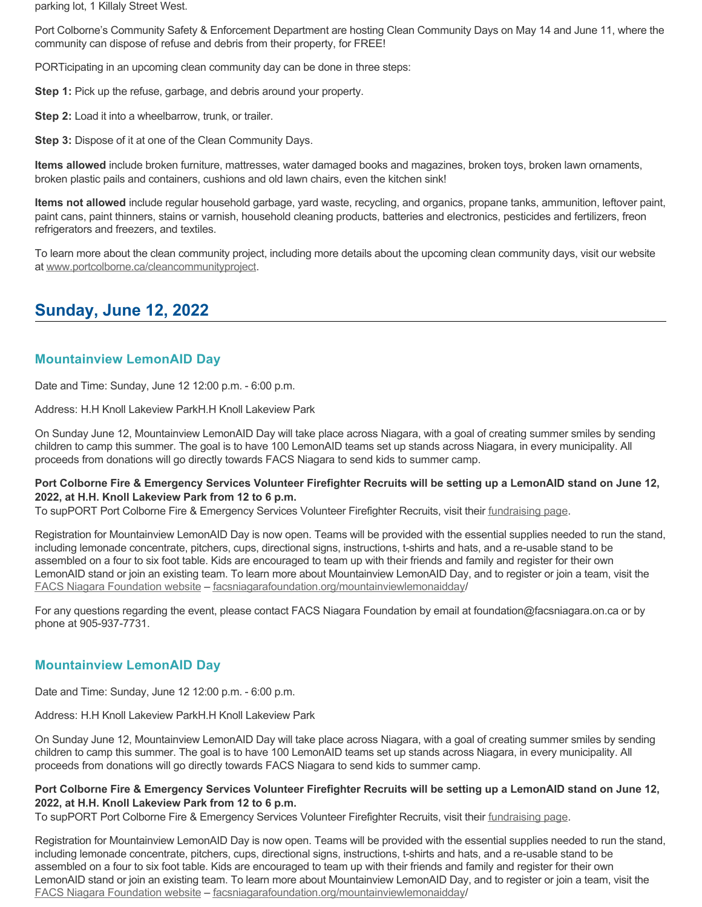parking lot, 1 Killaly Street West.

Port Colborne's Community Safety & Enforcement Department are hosting Clean Community Days on May 14 and June 11, where the community can dispose of refuse and debris from their property, for FREE!

PORTicipating in an upcoming clean community day can be done in three steps:

**Step 1:** Pick up the refuse, garbage, and debris around your property.

**Step 2:** Load it into a wheelbarrow, trunk, or trailer.

**Step 3:** Dispose of it at one of the Clean Community Days.

**Items allowed** include broken furniture, mattresses, water damaged books and magazines, broken toys, broken lawn ornaments, broken plastic pails and containers, cushions and old lawn chairs, even the kitchen sink!

**Items not allowed** include regular household garbage, yard waste, recycling, and organics, propane tanks, ammunition, leftover paint, paint cans, paint thinners, stains or varnish, household cleaning products, batteries and electronics, pesticides and fertilizers, freon refrigerators and freezers, and textiles.

To learn more about the clean community project, including more details about the upcoming clean community days, visit our website at www.portcolborne.ca/cleancommunityproject.

## Sunday, June 12, 2022

### Mountainview LemonAID Day

Date and Time: Sunday, June 12 12:00 p.m. - 6:00 p.m.

Address: H.H Knoll Lakeview ParkH.H Knoll Lakeview Park

On Sunday June 12, Mountainview LemonAID Day will take place across Niagara, with a goal of creating summer smiles by sending children to camp this summer. The goal is to have 100 LemonAID teams set up stands across Niagara, in every municipality. All proceeds from donations will go directly towards FACS Niagara to send kids to summer camp.

**Port Colborne Fire & Emergency Services Volunteer Firefighter Recruits will be setting up a LemonAID stand on June 12, 2022, at H.H. Knoll Lakeview Park from 12 to 6 p.m.**
To supPORT Port Colborne Fire & Emergency Services Volunteer Firefighter Recruits, visit their fundraising page.

Registration for Mountainview LemonAID Day is now open. Teams will be provided with the essential supplies needed to run the stand, including lemonade concentrate, pitchers, cups, directional signs, instructions, t-shirts and hats, and a re-usable stand to be assembled on a four to six foot table. Kids are encouraged to team up with their friends and family and register for their own LemonAID stand or join an existing team. To learn more about Mountainview LemonAID Day, and to register or join a team, visit the FACS Niagara Foundation website – facsniagarafoundation.org/mountainviewlemonaidday/

For any questions regarding the event, please contact FACS Niagara Foundation by email at foundation@facsniagara.on.ca or by phone at 905-937-7731.

### Mountainview LemonAID Day

Date and Time: Sunday, June 12 12:00 p.m. - 6:00 p.m.

Address: H.H Knoll Lakeview ParkH.H Knoll Lakeview Park

On Sunday June 12, Mountainview LemonAID Day will take place across Niagara, with a goal of creating summer smiles by sending children to camp this summer. The goal is to have 100 LemonAID teams set up stands across Niagara, in every municipality. All proceeds from donations will go directly towards FACS Niagara to send kids to summer camp.

**Port Colborne Fire & Emergency Services Volunteer Firefighter Recruits will be setting up a LemonAID stand on June 12, 2022, at H.H. Knoll Lakeview Park from 12 to 6 p.m.**
To supPORT Port Colborne Fire & Emergency Services Volunteer Firefighter Recruits, visit their fundraising page.

Registration for Mountainview LemonAID Day is now open. Teams will be provided with the essential supplies needed to run the stand, including lemonade concentrate, pitchers, cups, directional signs, instructions, t-shirts and hats, and a re-usable stand to be assembled on a four to six foot table. Kids are encouraged to team up with their friends and family and register for their own LemonAID stand or join an existing team. To learn more about Mountainview LemonAID Day, and to register or join a team, visit the FACS Niagara Foundation website – facsniagarafoundation.org/mountainviewlemonaidday/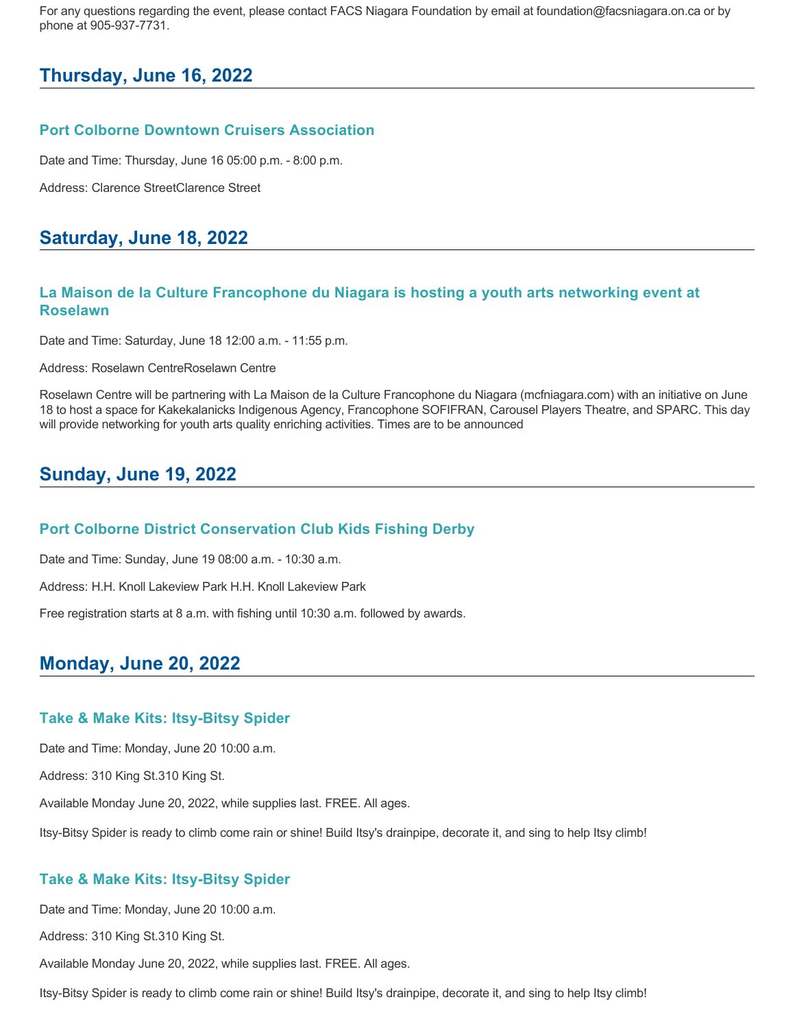For any questions regarding the event, please contact FACS Niagara Foundation by email at foundation@facsniagara.on.ca or by phone at 905-937-7731.

## Thursday, June 16, 2022

### Port Colborne Downtown Cruisers Association

Date and Time: Thursday, June 16 05:00 p.m. - 8:00 p.m.

Address: Clarence StreetClarence Street

## Saturday, June 18, 2022

### La Maison de la Culture Francophone du Niagara is hosting a youth arts networking event at Roselawn

Date and Time: Saturday, June 18 12:00 a.m. - 11:55 p.m.

Address: Roselawn CentreRoselawn Centre

Roselawn Centre will be partnering with La Maison de la Culture Francophone du Niagara (mcfniagara.com) with an initiative on June 18 to host a space for Kakekalanicks Indigenous Agency, Francophone SOFIFRAN, Carousel Players Theatre, and SPARC. This day will provide networking for youth arts quality enriching activities. Times are to be announced

## Sunday, June 19, 2022

### Port Colborne District Conservation Club Kids Fishing Derby

Date and Time: Sunday, June 19 08:00 a.m. - 10:30 a.m.

Address: H.H. Knoll Lakeview Park H.H. Knoll Lakeview Park

Free registration starts at 8 a.m. with fishing until 10:30 a.m. followed by awards.

## Monday, June 20, 2022

### Take & Make Kits: Itsy-Bitsy Spider

Date and Time: Monday, June 20 10:00 a.m.

Address: 310 King St.310 King St.

Available Monday June 20, 2022, while supplies last. FREE. All ages.

Itsy-Bitsy Spider is ready to climb come rain or shine! Build Itsy's drainpipe, decorate it, and sing to help Itsy climb!

### Take & Make Kits: Itsy-Bitsy Spider

Date and Time: Monday, June 20 10:00 a.m.

Address: 310 King St.310 King St.

Available Monday June 20, 2022, while supplies last. FREE. All ages.

Itsy-Bitsy Spider is ready to climb come rain or shine! Build Itsy's drainpipe, decorate it, and sing to help Itsy climb!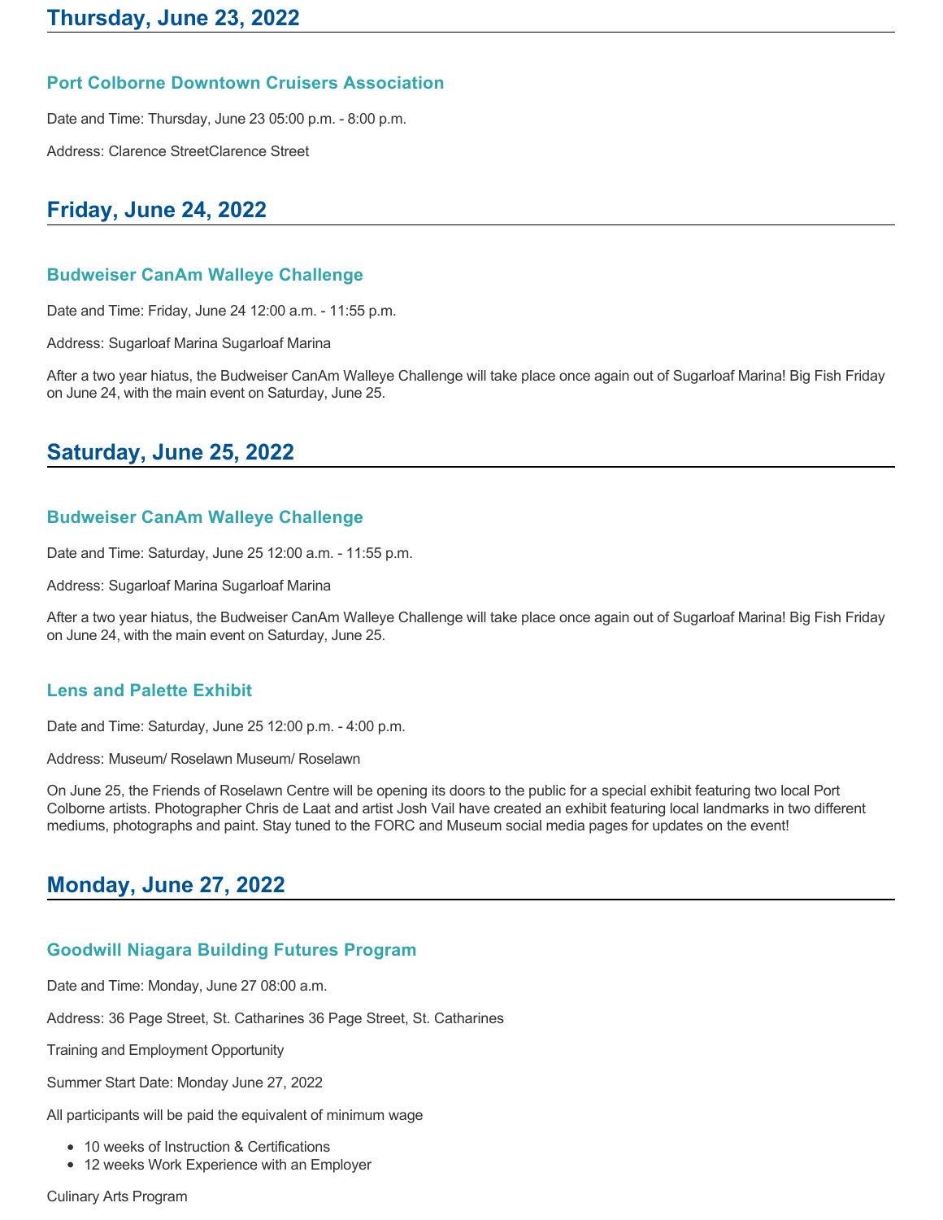## Thursday, June 23, 2022

### Port Colborne Downtown Cruisers Association

Date and Time: Thursday, June 23 05:00 p.m. - 8:00 p.m.

Address: Clarence StreetClarence Street

## Friday, June 24, 2022

### Budweiser CanAm Walleye Challenge

Date and Time: Friday, June 24 12:00 a.m. - 11:55 p.m.

Address: Sugarloaf Marina Sugarloaf Marina

After a two year hiatus, the Budweiser CanAm Walleye Challenge will take place once again out of Sugarloaf Marina! Big Fish Friday on June 24, with the main event on Saturday, June 25.

## Saturday, June 25, 2022

### Budweiser CanAm Walleye Challenge

Date and Time: Saturday, June 25 12:00 a.m. - 11:55 p.m.

Address: Sugarloaf Marina Sugarloaf Marina

After a two year hiatus, the Budweiser CanAm Walleye Challenge will take place once again out of Sugarloaf Marina! Big Fish Friday on June 24, with the main event on Saturday, June 25.

### Lens and Palette Exhibit

Date and Time: Saturday, June 25 12:00 p.m. - 4:00 p.m.

Address: Museum/ Roselawn Museum/ Roselawn

On June 25, the Friends of Roselawn Centre will be opening its doors to the public for a special exhibit featuring two local Port Colborne artists. Photographer Chris de Laat and artist Josh Vail have created an exhibit featuring local landmarks in two different mediums, photographs and paint. Stay tuned to the FORC and Museum social media pages for updates on the event!

## Monday, June 27, 2022

### Goodwill Niagara Building Futures Program

Date and Time: Monday, June 27 08:00 a.m.

Address: 36 Page Street, St. Catharines 36 Page Street, St. Catharines

Training and Employment Opportunity

Summer Start Date: Monday June 27, 2022

All participants will be paid the equivalent of minimum wage

- 10 weeks of Instruction & Certifications
- 12 weeks Work Experience with an Employer

Culinary Arts Program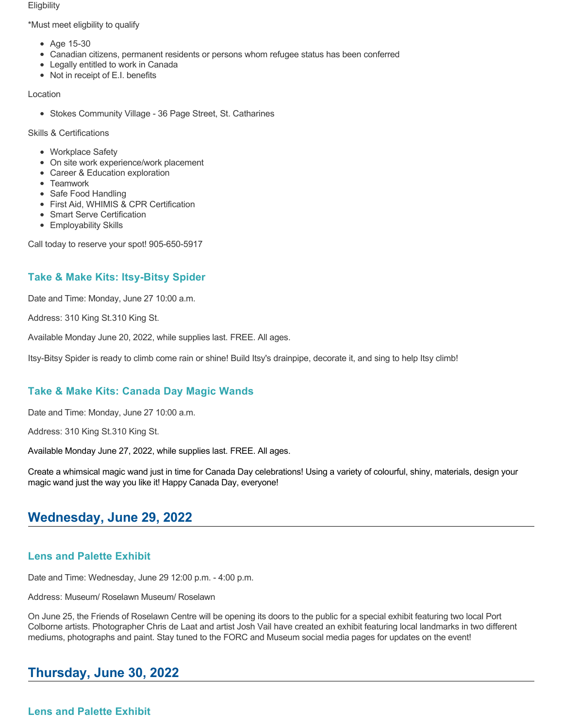Eligbility

*Must meet eligbility to qualify

- Age 15-30
- Canadian citizens, permanent residents or persons whom refugee status has been conferred
- Legally entitled to work in Canada
- Not in receipt of E.I. benefits

Location

- Stokes Community Village - 36 Page Street, St. Catharines

Skills & Certifications

- Workplace Safety
- On site work experience/work placement
- Career & Education exploration
- Teamwork
- Safe Food Handling
- First Aid, WHIMIS & CPR Certification
- Smart Serve Certification
- Employability Skills

Call today to reserve your spot! 905-650-5917

### Take & Make Kits: Itsy-Bitsy Spider

Date and Time: Monday, June 27 10:00 a.m.

Address: 310 King St.310 King St.

Available Monday June 20, 2022, while supplies last. FREE. All ages.

Itsy-Bitsy Spider is ready to climb come rain or shine! Build Itsy's drainpipe, decorate it, and sing to help Itsy climb!

### Take & Make Kits: Canada Day Magic Wands

Date and Time: Monday, June 27 10:00 a.m.

Address: 310 King St.310 King St.

Available Monday June 27, 2022, while supplies last. FREE. All ages.

Create a whimsical magic wand just in time for Canada Day celebrations! Using a variety of colourful, shiny, materials, design your magic wand just the way you like it! Happy Canada Day, everyone!

## Wednesday, June 29, 2022

### Lens and Palette Exhibit

Date and Time: Wednesday, June 29 12:00 p.m. - 4:00 p.m.

Address: Museum/ Roselawn Museum/ Roselawn

On June 25, the Friends of Roselawn Centre will be opening its doors to the public for a special exhibit featuring two local Port Colborne artists. Photographer Chris de Laat and artist Josh Vail have created an exhibit featuring local landmarks in two different mediums, photographs and paint. Stay tuned to the FORC and Museum social media pages for updates on the event!

## Thursday, June 30, 2022

### Lens and Palette Exhibit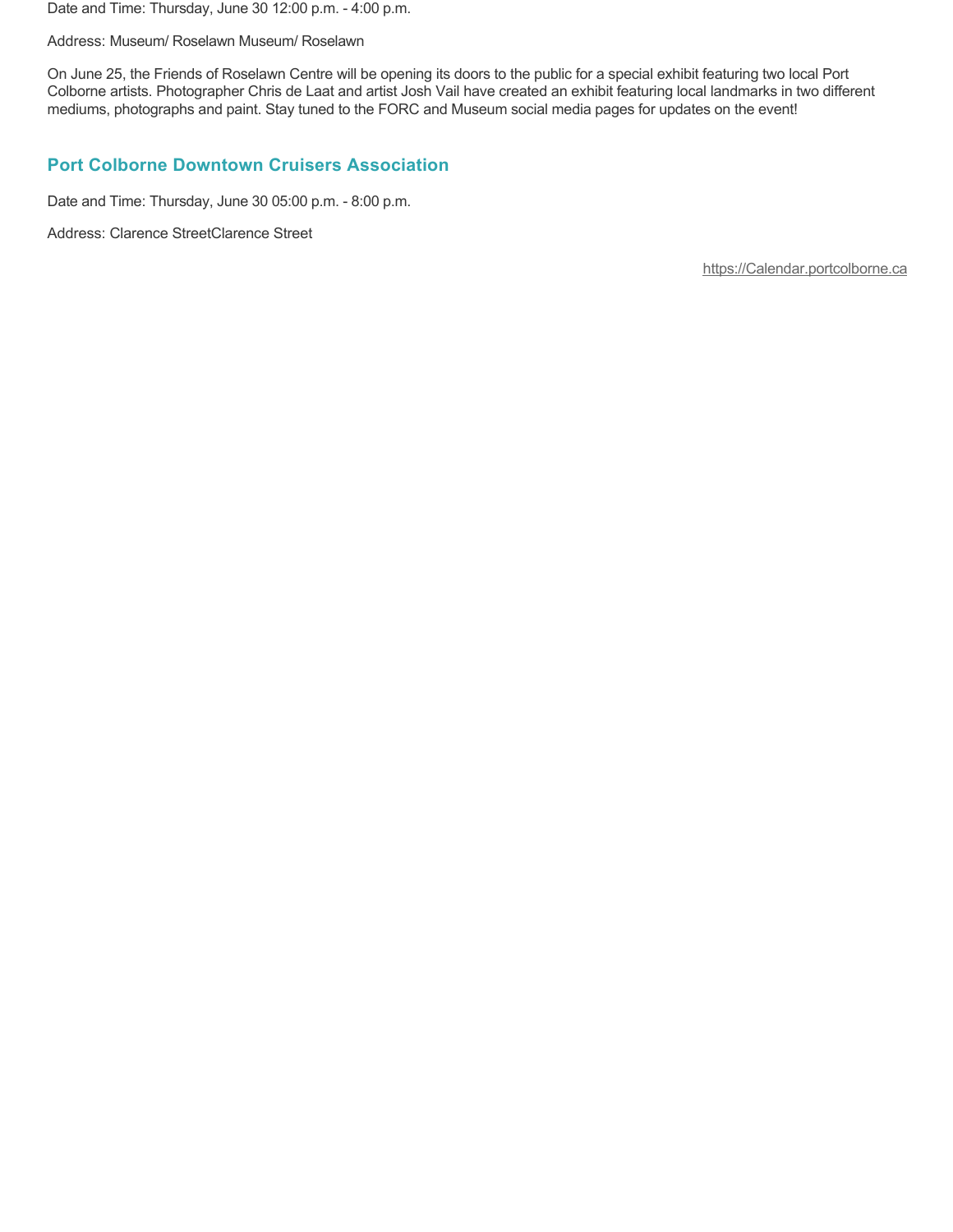Date and Time: Thursday, June 30 12:00 p.m. - 4:00 p.m.

Address: Museum/ Roselawn Museum/ Roselawn

On June 25, the Friends of Roselawn Centre will be opening its doors to the public for a special exhibit featuring two local Port Colborne artists. Photographer Chris de Laat and artist Josh Vail have created an exhibit featuring local landmarks in two different mediums, photographs and paint. Stay tuned to the FORC and Museum social media pages for updates on the event!

## Port Colborne Downtown Cruisers Association

Date and Time: Thursday, June 30 05:00 p.m. - 8:00 p.m.

Address: Clarence StreetClarence Street

https://Calendar.portcolborne.ca